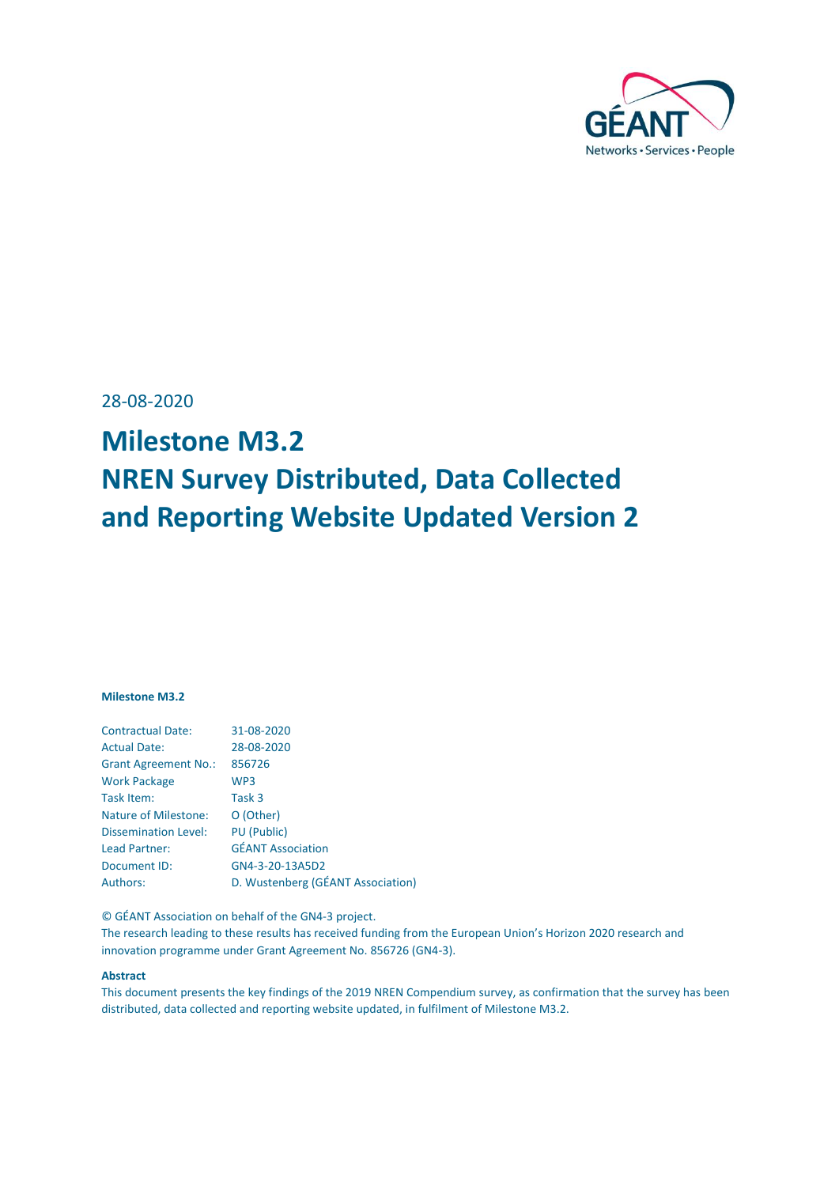28-08-2020

# Milestone M3.2
# NREN Survey Distributed, Data Collected and Reporting Website Updated Version 2

**Milestone M3.2**

| | |
|---|---|
| Contractual Date: | 31-08-2020 |
| Actual Date: | 28-08-2020 |
| Grant Agreement No.: | 856726 |
| Work Package | WP3 |
| Task Item: | Task 3 |
| Nature of Milestone: | O (Other) |
| Dissemination Level: | PU (Public) |
| Lead Partner: | GÉANT Association |
| Document ID: | GN4-3-20-13A5D2 |
| Authors: | D. Wustenberg (GÉANT Association) |

© GÉANT Association on behalf of the GN4-3 project.
The research leading to these results has received funding from the European Union's Horizon 2020 research and innovation programme under Grant Agreement No. 856726 (GN4-3).

**Abstract**

This document presents the key findings of the 2019 NREN Compendium survey, as confirmation that the survey has been distributed, data collected and reporting website updated, in fulfilment of Milestone M3.2.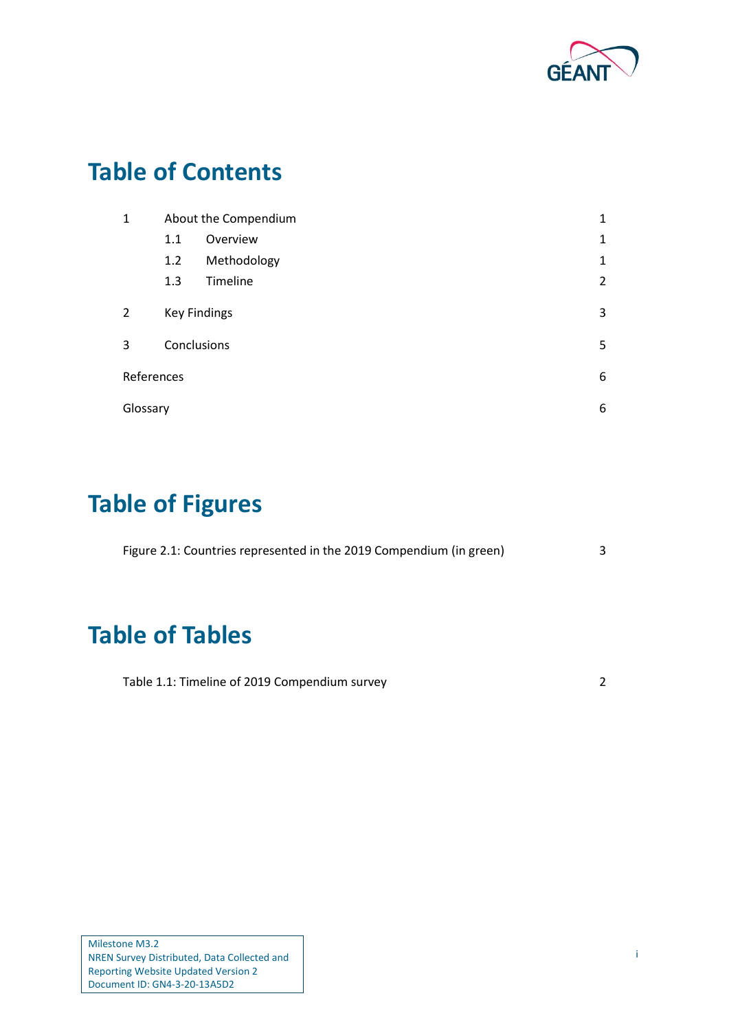# Table of Contents

| | | |
|---|---|---|
| 1 | About the Compendium | 1 |
| | 1.1 Overview | 1 |
| | 1.2 Methodology | 1 |
| | 1.3 Timeline | 2 |
| 2 | Key Findings | 3 |
| 3 | Conclusions | 5 |
| References | | 6 |
| Glossary | | 6 |

# Table of Figures

Figure 2.1: Countries represented in the 2019 Compendium (in green) 3

# Table of Tables

Table 1.1: Timeline of 2019 Compendium survey 2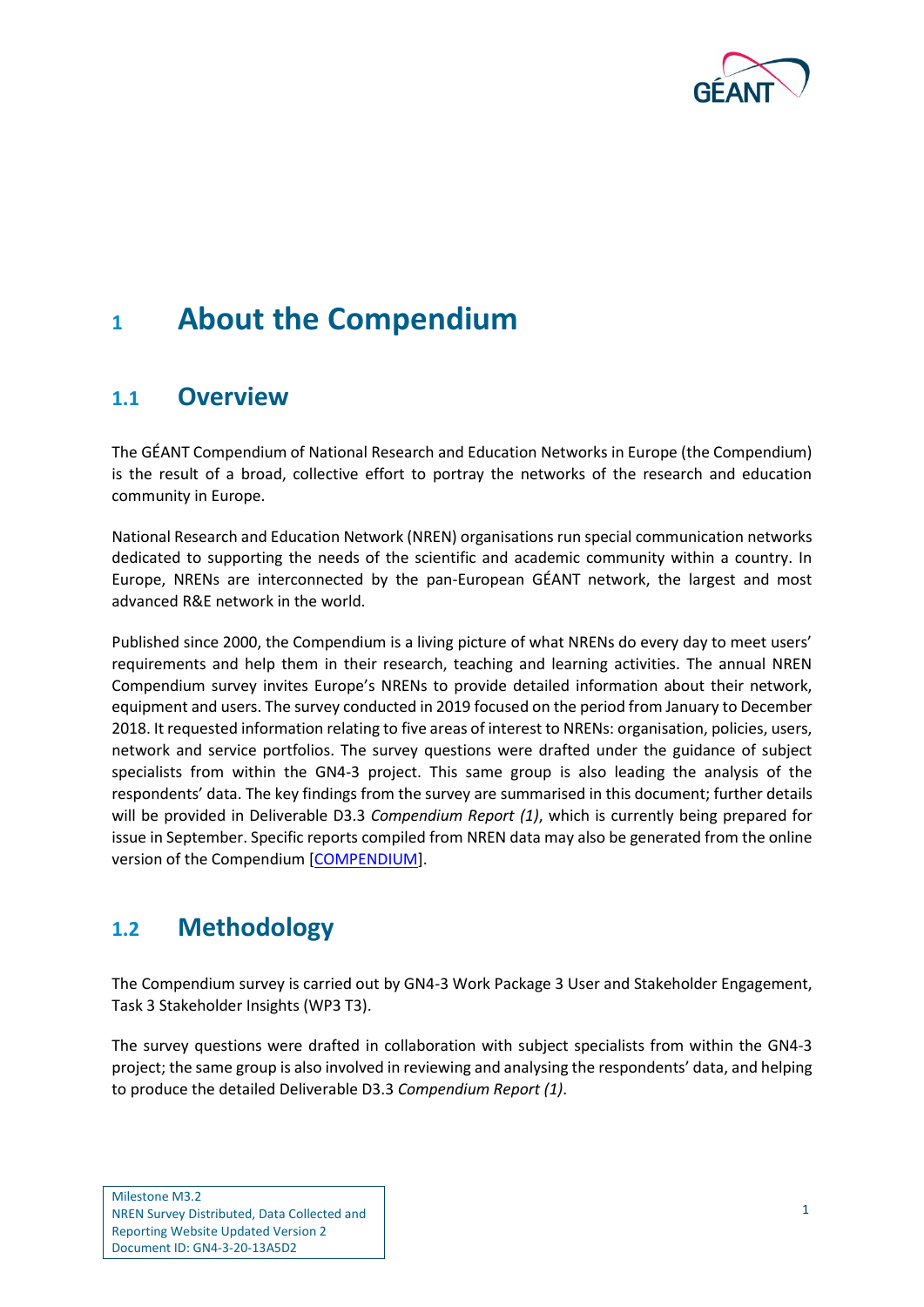# 1 About the Compendium

## 1.1 Overview

The GÉANT Compendium of National Research and Education Networks in Europe (the Compendium) is the result of a broad, collective effort to portray the networks of the research and education community in Europe.

National Research and Education Network (NREN) organisations run special communication networks dedicated to supporting the needs of the scientific and academic community within a country. In Europe, NRENs are interconnected by the pan-European GÉANT network, the largest and most advanced R&E network in the world.

Published since 2000, the Compendium is a living picture of what NRENs do every day to meet users' requirements and help them in their research, teaching and learning activities. The annual NREN Compendium survey invites Europe's NRENs to provide detailed information about their network, equipment and users. The survey conducted in 2019 focused on the period from January to December 2018. It requested information relating to five areas of interest to NRENs: organisation, policies, users, network and service portfolios. The survey questions were drafted under the guidance of subject specialists from within the GN4-3 project. This same group is also leading the analysis of the respondents' data. The key findings from the survey are summarised in this document; further details will be provided in Deliverable D3.3 *Compendium Report (1)*, which is currently being prepared for issue in September. Specific reports compiled from NREN data may also be generated from the online version of the Compendium [COMPENDIUM].

## 1.2 Methodology

The Compendium survey is carried out by GN4-3 Work Package 3 User and Stakeholder Engagement, Task 3 Stakeholder Insights (WP3 T3).

The survey questions were drafted in collaboration with subject specialists from within the GN4-3 project; the same group is also involved in reviewing and analysing the respondents' data, and helping to produce the detailed Deliverable D3.3 *Compendium Report (1)*.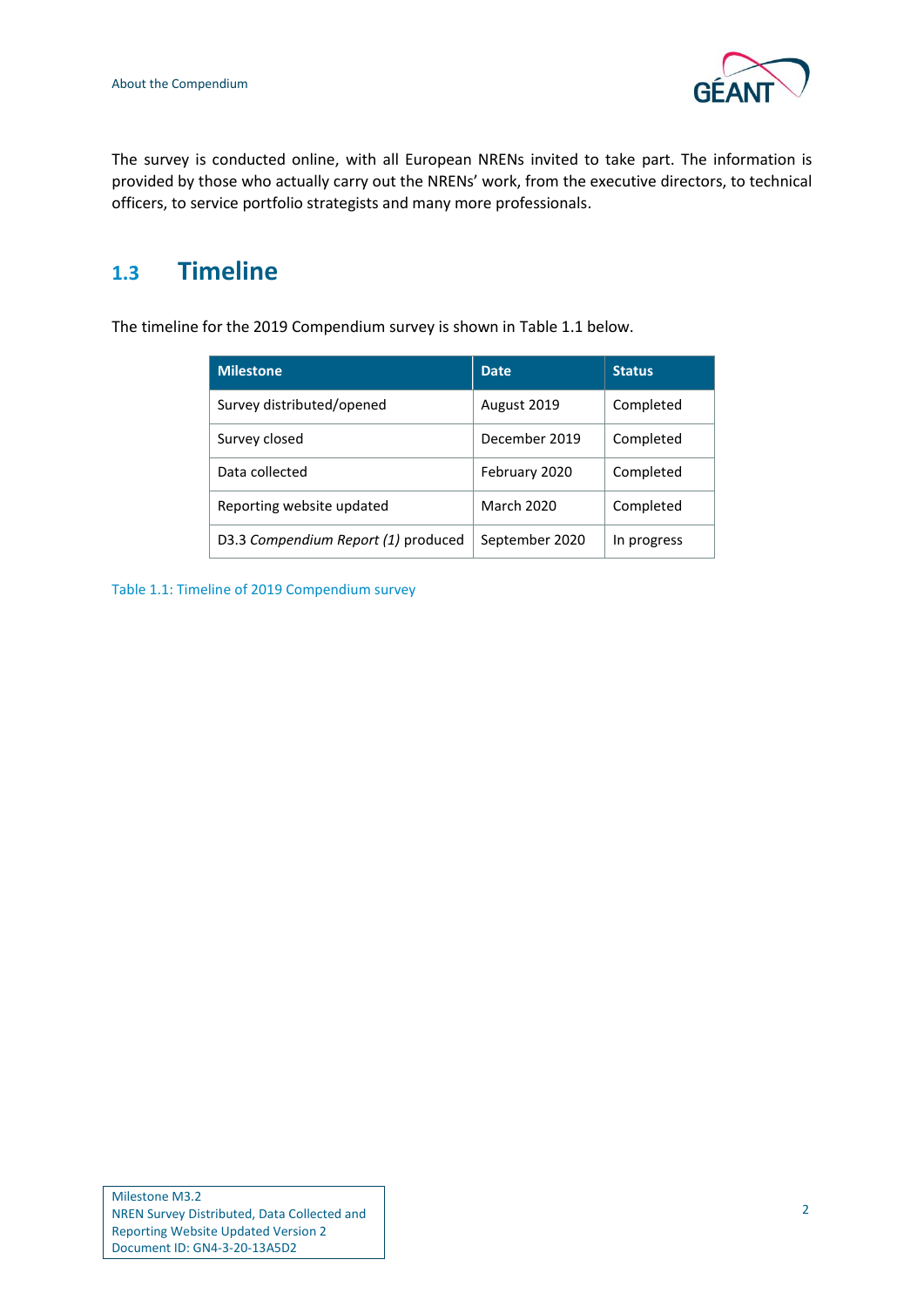The survey is conducted online, with all European NRENs invited to take part. The information is provided by those who actually carry out the NRENs' work, from the executive directors, to technical officers, to service portfolio strategists and many more professionals.

## 1.3 Timeline

The timeline for the 2019 Compendium survey is shown in Table 1.1 below.

| Milestone | Date | Status |
|---|---|---|
| Survey distributed/opened | August 2019 | Completed |
| Survey closed | December 2019 | Completed |
| Data collected | February 2020 | Completed |
| Reporting website updated | March 2020 | Completed |
| D3.3 *Compendium Report (1)* produced | September 2020 | In progress |

Table 1.1: Timeline of 2019 Compendium survey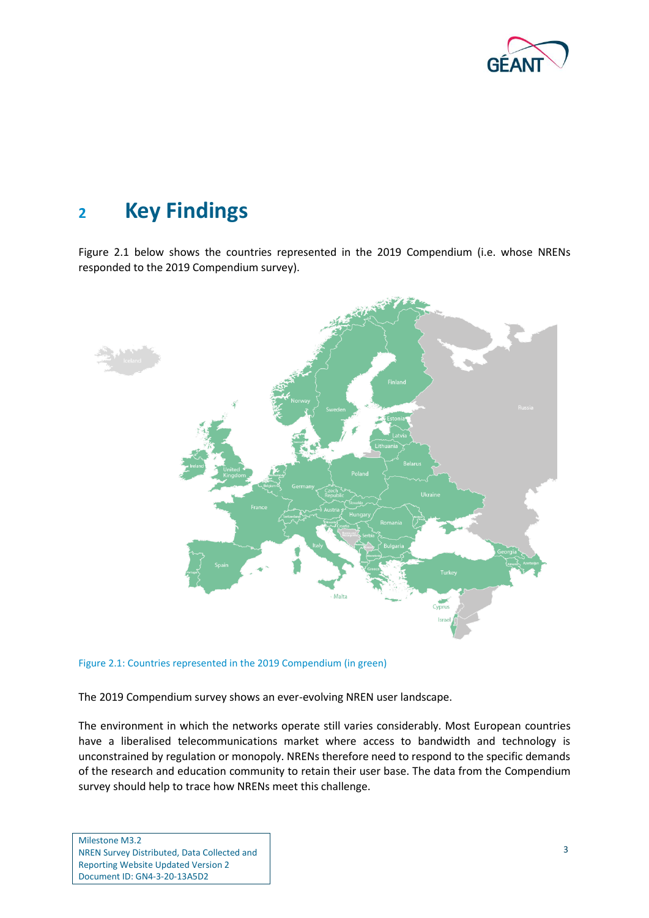# 2 Key Findings

Figure 2.1 below shows the countries represented in the 2019 Compendium (i.e. whose NRENs responded to the 2019 Compendium survey).

Figure 2.1: Countries represented in the 2019 Compendium (in green)

The 2019 Compendium survey shows an ever-evolving NREN user landscape.

The environment in which the networks operate still varies considerably. Most European countries have a liberalised telecommunications market where access to bandwidth and technology is unconstrained by regulation or monopoly. NRENs therefore need to respond to the specific demands of the research and education community to retain their user base. The data from the Compendium survey should help to trace how NRENs meet this challenge.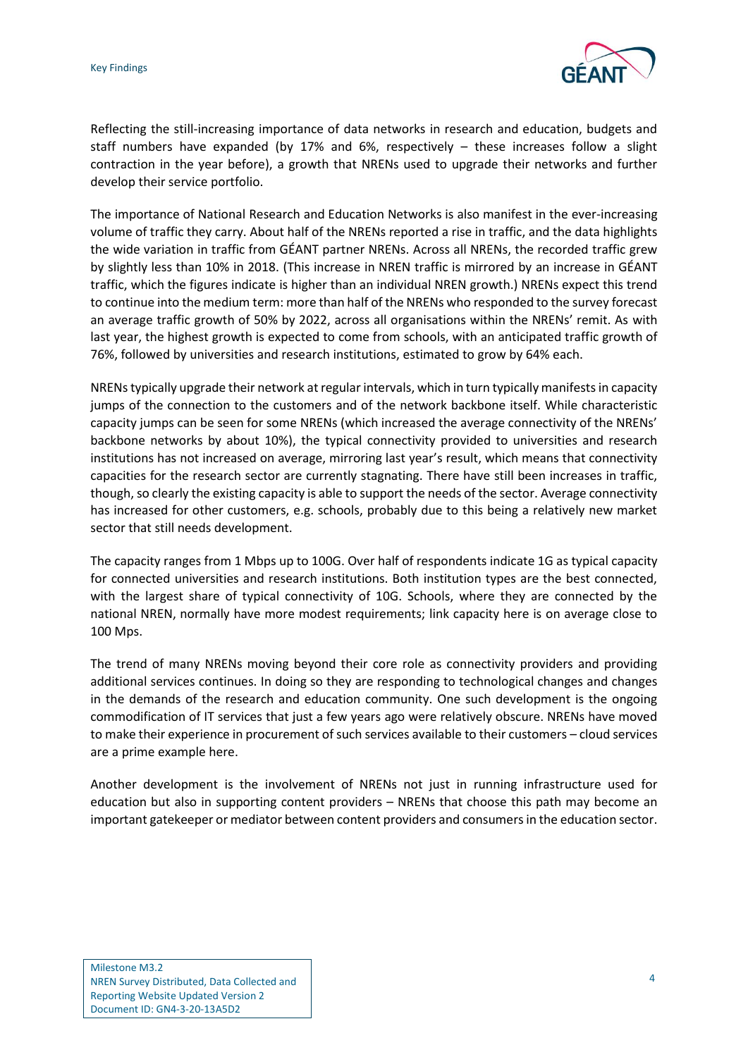Reflecting the still-increasing importance of data networks in research and education, budgets and staff numbers have expanded (by 17% and 6%, respectively – these increases follow a slight contraction in the year before), a growth that NRENs used to upgrade their networks and further develop their service portfolio.

The importance of National Research and Education Networks is also manifest in the ever-increasing volume of traffic they carry. About half of the NRENs reported a rise in traffic, and the data highlights the wide variation in traffic from GÉANT partner NRENs. Across all NRENs, the recorded traffic grew by slightly less than 10% in 2018. (This increase in NREN traffic is mirrored by an increase in GÉANT traffic, which the figures indicate is higher than an individual NREN growth.) NRENs expect this trend to continue into the medium term: more than half of the NRENs who responded to the survey forecast an average traffic growth of 50% by 2022, across all organisations within the NRENs' remit. As with last year, the highest growth is expected to come from schools, with an anticipated traffic growth of 76%, followed by universities and research institutions, estimated to grow by 64% each.

NRENs typically upgrade their network at regular intervals, which in turn typically manifests in capacity jumps of the connection to the customers and of the network backbone itself. While characteristic capacity jumps can be seen for some NRENs (which increased the average connectivity of the NRENs' backbone networks by about 10%), the typical connectivity provided to universities and research institutions has not increased on average, mirroring last year's result, which means that connectivity capacities for the research sector are currently stagnating. There have still been increases in traffic, though, so clearly the existing capacity is able to support the needs of the sector. Average connectivity has increased for other customers, e.g. schools, probably due to this being a relatively new market sector that still needs development.

The capacity ranges from 1 Mbps up to 100G. Over half of respondents indicate 1G as typical capacity for connected universities and research institutions. Both institution types are the best connected, with the largest share of typical connectivity of 10G. Schools, where they are connected by the national NREN, normally have more modest requirements; link capacity here is on average close to 100 Mps.

The trend of many NRENs moving beyond their core role as connectivity providers and providing additional services continues. In doing so they are responding to technological changes and changes in the demands of the research and education community. One such development is the ongoing commodification of IT services that just a few years ago were relatively obscure. NRENs have moved to make their experience in procurement of such services available to their customers – cloud services are a prime example here.

Another development is the involvement of NRENs not just in running infrastructure used for education but also in supporting content providers – NRENs that choose this path may become an important gatekeeper or mediator between content providers and consumers in the education sector.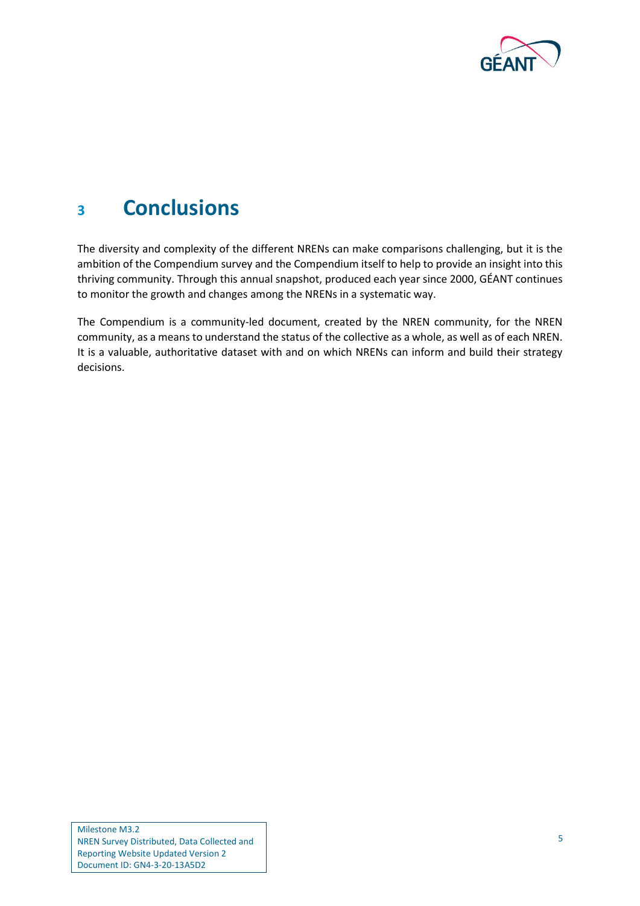# 3 Conclusions

The diversity and complexity of the different NRENs can make comparisons challenging, but it is the ambition of the Compendium survey and the Compendium itself to help to provide an insight into this thriving community. Through this annual snapshot, produced each year since 2000, GÉANT continues to monitor the growth and changes among the NRENs in a systematic way.

The Compendium is a community-led document, created by the NREN community, for the NREN community, as a means to understand the status of the collective as a whole, as well as of each NREN. It is a valuable, authoritative dataset with and on which NRENs can inform and build their strategy decisions.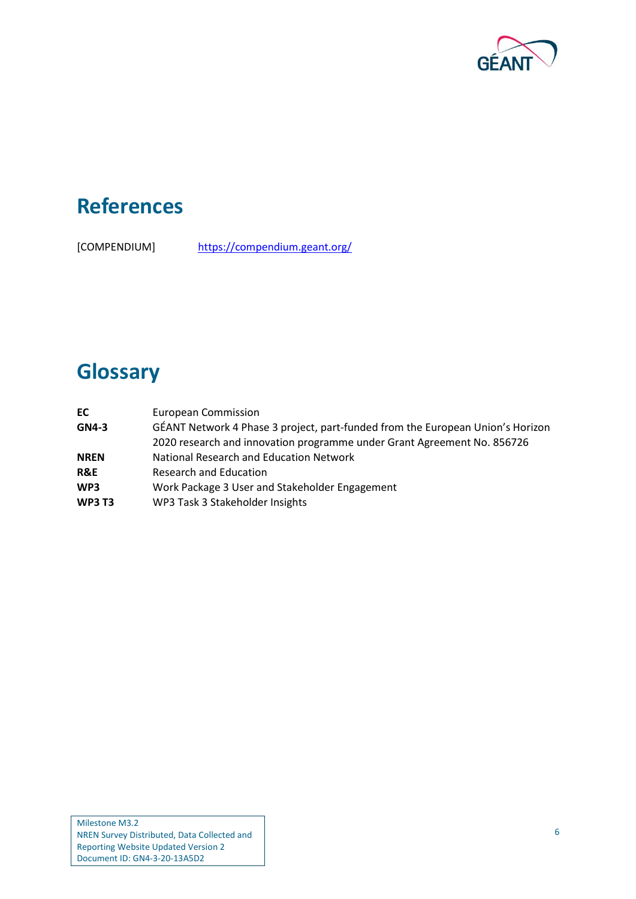# References

[COMPENDIUM] https://compendium.geant.org/

# Glossary

| | |
|---|---|
| **EC** | European Commission |
| **GN4-3** | GÉANT Network 4 Phase 3 project, part-funded from the European Union's Horizon 2020 research and innovation programme under Grant Agreement No. 856726 |
| **NREN** | National Research and Education Network |
| **R&E** | Research and Education |
| **WP3** | Work Package 3 User and Stakeholder Engagement |
| **WP3 T3** | WP3 Task 3 Stakeholder Insights |